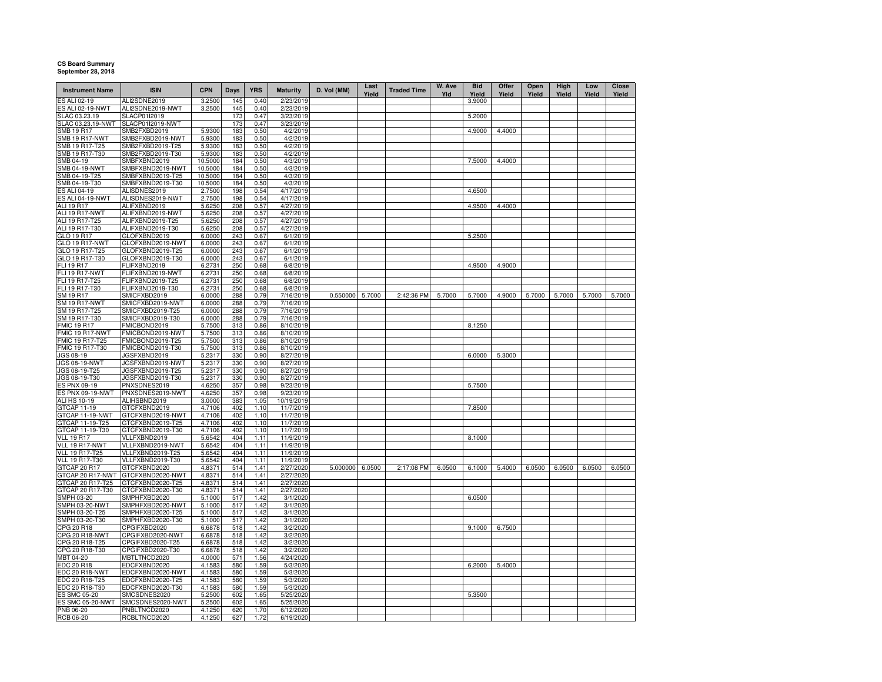**CS Board Summary**
**September 28, 2018**

| Instrument Name | ISIN | CPN | Days | YRS | Maturity | D. Vol (MM) | Last Yield | Traded Time | W. Ave Yld | Bid Yield | Offer Yield | Open Yield | High Yield | Low Yield | Close Yield |
|---|---|---|---|---|---|---|---|---|---|---|---|---|---|---|---|
| ES ALI 02-19 | ALI2SDNE2019 | 3.2500 | 145 | 0.40 | 2/23/2019 | | | | | 3.9000 | | | | | |
| ES ALI 02-19-NWT | ALI2SDNE2019-NWT | 3.2500 | 145 | 0.40 | 2/23/2019 | | | | | | | | | | |
| SLAC 03.23.19 | SLACP01I2019 | | 173 | 0.47 | 3/23/2019 | | | | | 5.2000 | | | | | |
| SLAC 03.23.19-NWT | SLACP01I2019-NWT | | 173 | 0.47 | 3/23/2019 | | | | | | | | | | |
| SMB 19 R17 | SMB2FXBD2019 | 5.9300 | 183 | 0.50 | 4/2/2019 | | | | | 4.9000 | 4.4000 | | | | |
| SMB 19 R17-NWT | SMB2FXBD2019-NWT | 5.9300 | 183 | 0.50 | 4/2/2019 | | | | | | | | | | |
| SMB 19 R17-T25 | SMB2FXBD2019-T25 | 5.9300 | 183 | 0.50 | 4/2/2019 | | | | | | | | | | |
| SMB 19 R17-T30 | SMB2FXBD2019-T30 | 5.9300 | 183 | 0.50 | 4/2/2019 | | | | | | | | | | |
| SMB 04-19 | SMBFXBND2019 | 10.5000 | 184 | 0.50 | 4/3/2019 | | | | | 7.5000 | 4.4000 | | | | |
| SMB 04-19-NWT | SMBFXBND2019-NWT | 10.5000 | 184 | 0.50 | 4/3/2019 | | | | | | | | | | |
| SMB 04-19-T25 | SMBFXBND2019-T25 | 10.5000 | 184 | 0.50 | 4/3/2019 | | | | | | | | | | |
| SMB 04-19-T30 | SMBFXBND2019-T30 | 10.5000 | 184 | 0.50 | 4/3/2019 | | | | | | | | | | |
| ES ALI 04-19 | ALISDNES2019 | 2.7500 | 198 | 0.54 | 4/17/2019 | | | | | 4.6500 | | | | | |
| ES ALI 04-19-NWT | ALISDNES2019-NWT | 2.7500 | 198 | 0.54 | 4/17/2019 | | | | | | | | | | |
| ALI 19 R17 | ALIFXBND2019 | 5.6250 | 208 | 0.57 | 4/27/2019 | | | | | 4.9500 | 4.4000 | | | | |
| ALI 19 R17-NWT | ALIFXBND2019-NWT | 5.6250 | 208 | 0.57 | 4/27/2019 | | | | | | | | | | |
| ALI 19 R17-T25 | ALIFXBND2019-T25 | 5.6250 | 208 | 0.57 | 4/27/2019 | | | | | | | | | | |
| ALI 19 R17-T30 | ALIFXBND2019-T30 | 5.6250 | 208 | 0.57 | 4/27/2019 | | | | | | | | | | |
| GLO 19 R17 | GLOFXBND2019 | 6.0000 | 243 | 0.67 | 6/1/2019 | | | | | 5.2500 | | | | | |
| GLO 19 R17-NWT | GLOFXBND2019-NWT | 6.0000 | 243 | 0.67 | 6/1/2019 | | | | | | | | | | |
| GLO 19 R17-T25 | GLOFXBND2019-T25 | 6.0000 | 243 | 0.67 | 6/1/2019 | | | | | | | | | | |
| GLO 19 R17-T30 | GLOFXBND2019-T30 | 6.0000 | 243 | 0.67 | 6/1/2019 | | | | | | | | | | |
| FLI 19 R17 | FLIFXBND2019 | 6.2731 | 250 | 0.68 | 6/8/2019 | | | | | 4.9500 | 4.9000 | | | | |
| FLI 19 R17-NWT | FLIFXBND2019-NWT | 6.2731 | 250 | 0.68 | 6/8/2019 | | | | | | | | | | |
| FLI 19 R17-T25 | FLIFXBND2019-T25 | 6.2731 | 250 | 0.68 | 6/8/2019 | | | | | | | | | | |
| FLI 19 R17-T30 | FLIFXBND2019-T30 | 6.2731 | 250 | 0.68 | 6/8/2019 | | | | | | | | | | |
| SM 19 R17 | SMICFXBD2019 | 6.0000 | 288 | 0.79 | 7/16/2019 | 0.550000 | 5.7000 | 2:42:36 PM | 5.7000 | 5.7000 | 4.9000 | 5.7000 | 5.7000 | 5.7000 | 5.7000 |
| SM 19 R17-NWT | SMICFXBD2019-NWT | 6.0000 | 288 | 0.79 | 7/16/2019 | | | | | | | | | | |
| SM 19 R17-T25 | SMICFXBD2019-T25 | 6.0000 | 288 | 0.79 | 7/16/2019 | | | | | | | | | | |
| SM 19 R17-T30 | SMICFXBD2019-T30 | 6.0000 | 288 | 0.79 | 7/16/2019 | | | | | | | | | | |
| FMIC 19 R17 | FMICBOND2019 | 5.7500 | 313 | 0.86 | 8/10/2019 | | | | | 8.1250 | | | | | |
| FMIC 19 R17-NWT | FMICBOND2019-NWT | 5.7500 | 313 | 0.86 | 8/10/2019 | | | | | | | | | | |
| FMIC 19 R17-T25 | FMICBOND2019-T25 | 5.7500 | 313 | 0.86 | 8/10/2019 | | | | | | | | | | |
| FMIC 19 R17-T30 | FMICBOND2019-T30 | 5.7500 | 313 | 0.86 | 8/10/2019 | | | | | | | | | | |
| JGS 08-19 | JGSFXBND2019 | 5.2317 | 330 | 0.90 | 8/27/2019 | | | | | 6.0000 | 5.3000 | | | | |
| JGS 08-19-NWT | JGSFXBND2019-NWT | 5.2317 | 330 | 0.90 | 8/27/2019 | | | | | | | | | | |
| JGS 08-19-T25 | JGSFXBND2019-T25 | 5.2317 | 330 | 0.90 | 8/27/2019 | | | | | | | | | | |
| JGS 08-19-T30 | JGSFXBND2019-T30 | 5.2317 | 330 | 0.90 | 8/27/2019 | | | | | | | | | | |
| ES PNX 09-19 | PNXSDNES2019 | 4.6250 | 357 | 0.98 | 9/23/2019 | | | | | 5.7500 | | | | | |
| ES PNX 09-19-NWT | PNXSDNES2019-NWT | 4.6250 | 357 | 0.98 | 9/23/2019 | | | | | | | | | | |
| ALI HS 10-19 | ALIHSBND2019 | 3.0000 | 383 | 1.05 | 10/19/2019 | | | | | | | | | | |
| GTCAP 11-19 | GTCFXBND2019 | 4.7106 | 402 | 1.10 | 11/7/2019 | | | | | 7.8500 | | | | | |
| GTCAP 11-19-NWT | GTCFXBND2019-NWT | 4.7106 | 402 | 1.10 | 11/7/2019 | | | | | | | | | | |
| GTCAP 11-19-T25 | GTCFXBND2019-T25 | 4.7106 | 402 | 1.10 | 11/7/2019 | | | | | | | | | | |
| GTCAP 11-19-T30 | GTCFXBND2019-T30 | 4.7106 | 402 | 1.10 | 11/7/2019 | | | | | | | | | | |
| VLL 19 R17 | VLLFXBND2019 | 5.6542 | 404 | 1.11 | 11/9/2019 | | | | | 8.1000 | | | | | |
| VLL 19 R17-NWT | VLLFXBND2019-NWT | 5.6542 | 404 | 1.11 | 11/9/2019 | | | | | | | | | | |
| VLL 19 R17-T25 | VLLFXBND2019-T25 | 5.6542 | 404 | 1.11 | 11/9/2019 | | | | | | | | | | |
| VLL 19 R17-T30 | VLLFXBND2019-T30 | 5.6542 | 404 | 1.11 | 11/9/2019 | | | | | | | | | | |
| GTCAP 20 R17 | GTCFXBND2020 | 4.8371 | 514 | 1.41 | 2/27/2020 | 5.000000 | 6.0500 | 2:17:08 PM | 6.0500 | 6.1000 | 5.4000 | 6.0500 | 6.0500 | 6.0500 | 6.0500 |
| GTCAP 20 R17-NWT | GTCFXBND2020-NWT | 4.8371 | 514 | 1.41 | 2/27/2020 | | | | | | | | | | |
| GTCAP 20 R17-T25 | GTCFXBND2020-T25 | 4.8371 | 514 | 1.41 | 2/27/2020 | | | | | | | | | | |
| GTCAP 20 R17-T30 | GTCFXBND2020-T30 | 4.8371 | 514 | 1.41 | 2/27/2020 | | | | | | | | | | |
| SMPH 03-20 | SMPHFXBD2020 | 5.1000 | 517 | 1.42 | 3/1/2020 | | | | | 6.0500 | | | | | |
| SMPH 03-20-NWT | SMPHFXBD2020-NWT | 5.1000 | 517 | 1.42 | 3/1/2020 | | | | | | | | | | |
| SMPH 03-20-T25 | SMPHFXBD2020-T25 | 5.1000 | 517 | 1.42 | 3/1/2020 | | | | | | | | | | |
| SMPH 03-20-T30 | SMPHFXBD2020-T30 | 5.1000 | 517 | 1.42 | 3/1/2020 | | | | | | | | | | |
| CPG 20 R18 | CPGIFXBD2020 | 6.6878 | 518 | 1.42 | 3/2/2020 | | | | | 9.1000 | 6.7500 | | | | |
| CPG 20 R18-NWT | CPGIFXBD2020-NWT | 6.6878 | 518 | 1.42 | 3/2/2020 | | | | | | | | | | |
| CPG 20 R18-T25 | CPGIFXBD2020-T25 | 6.6878 | 518 | 1.42 | 3/2/2020 | | | | | | | | | | |
| CPG 20 R18-T30 | CPGIFXBD2020-T30 | 6.6878 | 518 | 1.42 | 3/2/2020 | | | | | | | | | | |
| MBT 04-20 | MBTLTNCD2020 | 4.0000 | 571 | 1.56 | 4/24/2020 | | | | | | | | | | |
| EDC 20 R18 | EDCFXBND2020 | 4.1583 | 580 | 1.59 | 5/3/2020 | | | | | 6.2000 | 5.4000 | | | | |
| EDC 20 R18-NWT | EDCFXBND2020-NWT | 4.1583 | 580 | 1.59 | 5/3/2020 | | | | | | | | | | |
| EDC 20 R18-T25 | EDCFXBND2020-T25 | 4.1583 | 580 | 1.59 | 5/3/2020 | | | | | | | | | | |
| EDC 20 R18-T30 | EDCFXBND2020-T30 | 4.1583 | 580 | 1.59 | 5/3/2020 | | | | | | | | | | |
| ES SMC 05-20 | SMCSDNES2020 | 5.2500 | 602 | 1.65 | 5/25/2020 | | | | | 5.3500 | | | | | |
| ES SMC 05-20-NWT | SMCSDNES2020-NWT | 5.2500 | 602 | 1.65 | 5/25/2020 | | | | | | | | | | |
| PNB 06-20 | PNBLTNCD2020 | 4.1250 | 620 | 1.70 | 6/12/2020 | | | | | | | | | | |
| RCB 06-20 | RCBLTNCD2020 | 4.1250 | 627 | 1.72 | 6/19/2020 | | | | | | | | | | |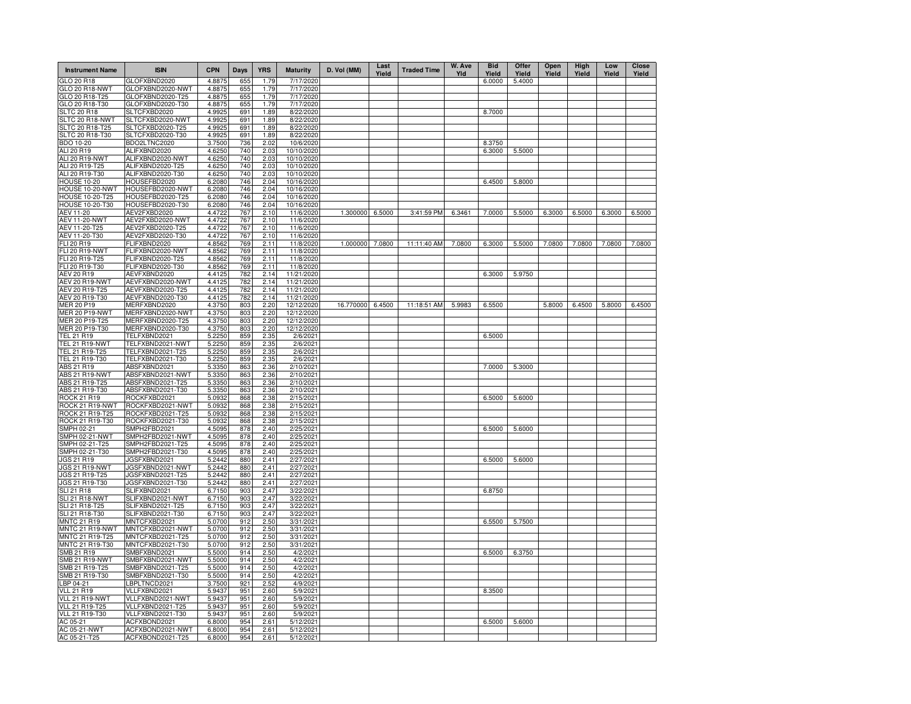| Instrument Name | ISIN | CPN | Days | YRS | Maturity | D. Vol (MM) | Last Yield | Traded Time | W. Ave Yld | Bid Yield | Offer Yield | Open Yield | High Yield | Low Yield | Close Yield |
|---|---|---|---|---|---|---|---|---|---|---|---|---|---|---|---|
| GLO 20 R18 | GLOFXBND2020 | 4.8875 | 655 | 1.79 | 7/17/2020 | | | | | 6.0000 | 5.4000 | | | | |
| GLO 20 R18-NWT | GLOFXBND2020-NWT | 4.8875 | 655 | 1.79 | 7/17/2020 | | | | | | | | | | |
| GLO 20 R18-T25 | GLOFXBND2020-T25 | 4.8875 | 655 | 1.79 | 7/17/2020 | | | | | | | | | | |
| GLO 20 R18-T30 | GLOFXBND2020-T30 | 4.8875 | 655 | 1.79 | 7/17/2020 | | | | | | | | | | |
| SLTC 20 R18 | SLTCFXBD2020 | 4.9925 | 691 | 1.89 | 8/22/2020 | | | | | 8.7000 | | | | | |
| SLTC 20 R18-NWT | SLTCFXBD2020-NWT | 4.9925 | 691 | 1.89 | 8/22/2020 | | | | | | | | | | |
| SLTC 20 R18-T25 | SLTCFXBD2020-T25 | 4.9925 | 691 | 1.89 | 8/22/2020 | | | | | | | | | | |
| SLTC 20 R18-T30 | SLTCFXBD2020-T30 | 4.9925 | 691 | 1.89 | 8/22/2020 | | | | | | | | | | |
| BDO 10-20 | BDO2LTNC2020 | 3.7500 | 736 | 2.02 | 10/6/2020 | | | | | 8.3750 | | | | | |
| ALI 20 R19 | ALIFXBND2020 | 4.6250 | 740 | 2.03 | 10/10/2020 | | | | | 6.3000 | 5.5000 | | | | |
| ALI 20 R19-NWT | ALIFXBND2020-NWT | 4.6250 | 740 | 2.03 | 10/10/2020 | | | | | | | | | | |
| ALI 20 R19-T25 | ALIFXBND2020-T25 | 4.6250 | 740 | 2.03 | 10/10/2020 | | | | | | | | | | |
| ALI 20 R19-T30 | ALIFXBND2020-T30 | 4.6250 | 740 | 2.03 | 10/10/2020 | | | | | | | | | | |
| HOUSE 10-20 | HOUSEFBD2020 | 6.2080 | 746 | 2.04 | 10/16/2020 | | | | | 6.4500 | 5.8000 | | | | |
| HOUSE 10-20-NWT | HOUSEFBD2020-NWT | 6.2080 | 746 | 2.04 | 10/16/2020 | | | | | | | | | | |
| HOUSE 10-20-T25 | HOUSEFBD2020-T25 | 6.2080 | 746 | 2.04 | 10/16/2020 | | | | | | | | | | |
| HOUSE 10-20-T30 | HOUSEFBD2020-T30 | 6.2080 | 746 | 2.04 | 10/16/2020 | | | | | | | | | | |
| AEV 11-20 | AEV2FXBD2020 | 4.4722 | 767 | 2.10 | 11/6/2020 | 1.300000 | 6.5000 | 3:41:59 PM | 6.3461 | 7.0000 | 5.5000 | 6.3000 | 6.5000 | 6.3000 | 6.5000 |
| AEV 11-20-NWT | AEV2FXBD2020-NWT | 4.4722 | 767 | 2.10 | 11/6/2020 | | | | | | | | | | |
| AEV 11-20-T25 | AEV2FXBD2020-T25 | 4.4722 | 767 | 2.10 | 11/6/2020 | | | | | | | | | | |
| AEV 11-20-T30 | AEV2FXBD2020-T30 | 4.4722 | 767 | 2.10 | 11/6/2020 | | | | | | | | | | |
| FLI 20 R19 | FLIFXBND2020 | 4.8562 | 769 | 2.11 | 11/8/2020 | 1.000000 | 7.0800 | 11:11:40 AM | 7.0800 | 6.3000 | 5.5000 | 7.0800 | 7.0800 | 7.0800 | 7.0800 |
| FLI 20 R19-NWT | FLIFXBND2020-NWT | 4.8562 | 769 | 2.11 | 11/8/2020 | | | | | | | | | | |
| FLI 20 R19-T25 | FLIFXBND2020-T25 | 4.8562 | 769 | 2.11 | 11/8/2020 | | | | | | | | | | |
| FLI 20 R19-T30 | FLIFXBND2020-T30 | 4.8562 | 769 | 2.11 | 11/8/2020 | | | | | | | | | | |
| AEV 20 R19 | AEVFXBND2020 | 4.4125 | 782 | 2.14 | 11/21/2020 | | | | | 6.3000 | 5.9750 | | | | |
| AEV 20 R19-NWT | AEVFXBND2020-NWT | 4.4125 | 782 | 2.14 | 11/21/2020 | | | | | | | | | | |
| AEV 20 R19-T25 | AEVFXBND2020-T25 | 4.4125 | 782 | 2.14 | 11/21/2020 | | | | | | | | | | |
| AEV 20 R19-T30 | AEVFXBND2020-T30 | 4.4125 | 782 | 2.14 | 11/21/2020 | | | | | | | | | | |
| MER 20 P19 | MERFXBND2020 | 4.3750 | 803 | 2.20 | 12/12/2020 | 16.770000 | 6.4500 | 11:18:51 AM | 5.9983 | 6.5500 | | 5.8000 | 6.4500 | 5.8000 | 6.4500 |
| MER 20 P19-NWT | MERFXBND2020-NWT | 4.3750 | 803 | 2.20 | 12/12/2020 | | | | | | | | | | |
| MER 20 P19-T25 | MERFXBND2020-T25 | 4.3750 | 803 | 2.20 | 12/12/2020 | | | | | | | | | | |
| MER 20 P19-T30 | MERFXBND2020-T30 | 4.3750 | 803 | 2.20 | 12/12/2020 | | | | | | | | | | |
| TEL 21 R19 | TELFXBND2021 | 5.2250 | 859 | 2.35 | 2/6/2021 | | | | | 6.5000 | | | | | |
| TEL 21 R19-NWT | TELFXBND2021-NWT | 5.2250 | 859 | 2.35 | 2/6/2021 | | | | | | | | | | |
| TEL 21 R19-T25 | TELFXBND2021-T25 | 5.2250 | 859 | 2.35 | 2/6/2021 | | | | | | | | | | |
| TEL 21 R19-T30 | TELFXBND2021-T30 | 5.2250 | 859 | 2.35 | 2/6/2021 | | | | | | | | | | |
| ABS 21 R19 | ABSFXBND2021 | 5.3350 | 863 | 2.36 | 2/10/2021 | | | | | 7.0000 | 5.3000 | | | | |
| ABS 21 R19-NWT | ABSFXBND2021-NWT | 5.3350 | 863 | 2.36 | 2/10/2021 | | | | | | | | | | |
| ABS 21 R19-T25 | ABSFXBND2021-T25 | 5.3350 | 863 | 2.36 | 2/10/2021 | | | | | | | | | | |
| ABS 21 R19-T30 | ABSFXBND2021-T30 | 5.3350 | 863 | 2.36 | 2/10/2021 | | | | | | | | | | |
| ROCK 21 R19 | ROCKFXBD2021 | 5.0932 | 868 | 2.38 | 2/15/2021 | | | | | 6.5000 | 5.6000 | | | | |
| ROCK 21 R19-NWT | ROCKFXBD2021-NWT | 5.0932 | 868 | 2.38 | 2/15/2021 | | | | | | | | | | |
| ROCK 21 R19-T25 | ROCKFXBD2021-T25 | 5.0932 | 868 | 2.38 | 2/15/2021 | | | | | | | | | | |
| ROCK 21 R19-T30 | ROCKFXBD2021-T30 | 5.0932 | 868 | 2.38 | 2/15/2021 | | | | | | | | | | |
| SMPH 02-21 | SMPH2FBD2021 | 4.5095 | 878 | 2.40 | 2/25/2021 | | | | | 6.5000 | 5.6000 | | | | |
| SMPH 02-21-NWT | SMPH2FBD2021-NWT | 4.5095 | 878 | 2.40 | 2/25/2021 | | | | | | | | | | |
| SMPH 02-21-T25 | SMPH2FBD2021-T25 | 4.5095 | 878 | 2.40 | 2/25/2021 | | | | | | | | | | |
| SMPH 02-21-T30 | SMPH2FBD2021-T30 | 4.5095 | 878 | 2.40 | 2/25/2021 | | | | | | | | | | |
| JGS 21 R19 | JGSFXBND2021 | 5.2442 | 880 | 2.41 | 2/27/2021 | | | | | 6.5000 | 5.6000 | | | | |
| JGS 21 R19-NWT | JGSFXBND2021-NWT | 5.2442 | 880 | 2.41 | 2/27/2021 | | | | | | | | | | |
| JGS 21 R19-T25 | JGSFXBND2021-T25 | 5.2442 | 880 | 2.41 | 2/27/2021 | | | | | | | | | | |
| JGS 21 R19-T30 | JGSFXBND2021-T30 | 5.2442 | 880 | 2.41 | 2/27/2021 | | | | | | | | | | |
| SLI 21 R18 | SLIFXBND2021 | 6.7150 | 903 | 2.47 | 3/22/2021 | | | | | 6.8750 | | | | | |
| SLI 21 R18-NWT | SLIFXBND2021-NWT | 6.7150 | 903 | 2.47 | 3/22/2021 | | | | | | | | | | |
| SLI 21 R18-T25 | SLIFXBND2021-T25 | 6.7150 | 903 | 2.47 | 3/22/2021 | | | | | | | | | | |
| SLI 21 R18-T30 | SLIFXBND2021-T30 | 6.7150 | 903 | 2.47 | 3/22/2021 | | | | | | | | | | |
| MNTC 21 R19 | MNTCFXBD2021 | 5.0700 | 912 | 2.50 | 3/31/2021 | | | | | 6.5500 | 5.7500 | | | | |
| MNTC 21 R19-NWT | MNTCFXBD2021-NWT | 5.0700 | 912 | 2.50 | 3/31/2021 | | | | | | | | | | |
| MNTC 21 R19-T25 | MNTCFXBD2021-T25 | 5.0700 | 912 | 2.50 | 3/31/2021 | | | | | | | | | | |
| MNTC 21 R19-T30 | MNTCFXBD2021-T30 | 5.0700 | 912 | 2.50 | 3/31/2021 | | | | | | | | | | |
| SMB 21 R19 | SMBFXBND2021 | 5.5000 | 914 | 2.50 | 4/2/2021 | | | | | 6.5000 | 6.3750 | | | | |
| SMB 21 R19-NWT | SMBFXBND2021-NWT | 5.5000 | 914 | 2.50 | 4/2/2021 | | | | | | | | | | |
| SMB 21 R19-T25 | SMBFXBND2021-T25 | 5.5000 | 914 | 2.50 | 4/2/2021 | | | | | | | | | | |
| SMB 21 R19-T30 | SMBFXBND2021-T30 | 5.5000 | 914 | 2.50 | 4/2/2021 | | | | | | | | | | |
| LBP 04-21 | LBPLTNCD2021 | 3.7500 | 921 | 2.52 | 4/9/2021 | | | | | | | | | | |
| VLL 21 R19 | VLLFXBND2021 | 5.9437 | 951 | 2.60 | 5/9/2021 | | | | | 8.3500 | | | | | |
| VLL 21 R19-NWT | VLLFXBND2021-NWT | 5.9437 | 951 | 2.60 | 5/9/2021 | | | | | | | | | | |
| VLL 21 R19-T25 | VLLFXBND2021-T25 | 5.9437 | 951 | 2.60 | 5/9/2021 | | | | | | | | | | |
| VLL 21 R19-T30 | VLLFXBND2021-T30 | 5.9437 | 951 | 2.60 | 5/9/2021 | | | | | | | | | | |
| AC 05-21 | ACFXBOND2021 | 6.8000 | 954 | 2.61 | 5/12/2021 | | | | | 6.5000 | 5.6000 | | | | |
| AC 05-21-NWT | ACFXBOND2021-NWT | 6.8000 | 954 | 2.61 | 5/12/2021 | | | | | | | | | | |
| AC 05-21-T25 | ACFXBOND2021-T25 | 6.8000 | 954 | 2.61 | 5/12/2021 | | | | | | | | | | |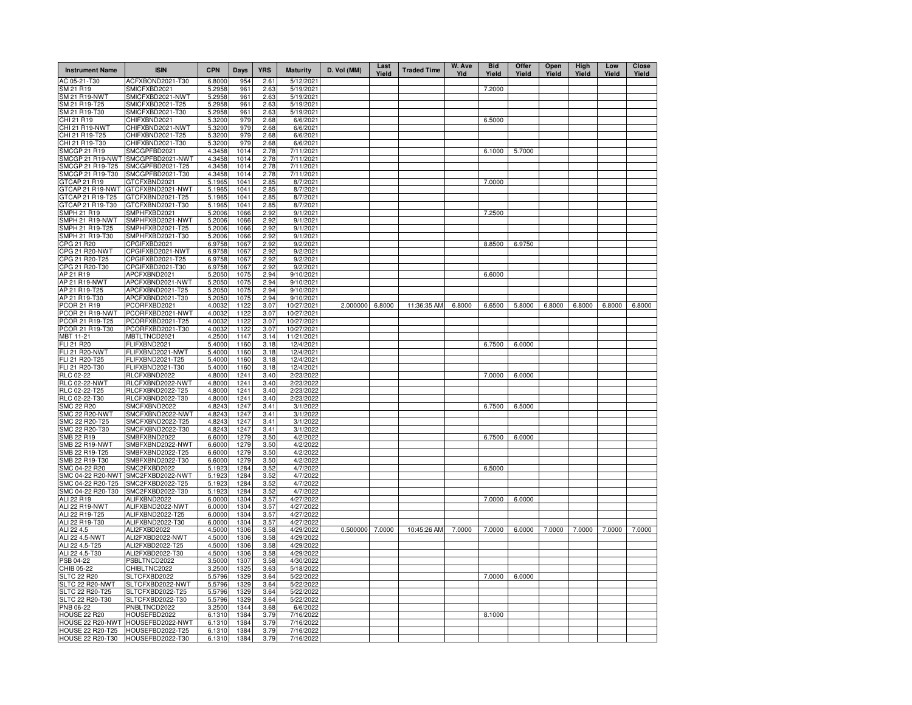| Instrument Name | ISIN | CPN | Days | YRS | Maturity | D. Vol (MM) | Last Yield | Traded Time | W. Ave Yld | Bid Yield | Offer Yield | Open Yield | High Yield | Low Yield | Close Yield |
|---|---|---|---|---|---|---|---|---|---|---|---|---|---|---|---|
| AC 05-21-T30 | ACFXBOND2021-T30 | 6.8000 | 954 | 2.61 | 5/12/2021 | | | | | | | | | | |
| SM 21 R19 | SMICFXBD2021 | 5.2958 | 961 | 2.63 | 5/19/2021 | | | | | 7.2000 | | | | | |
| SM 21 R19-NWT | SMICFXBD2021-NWT | 5.2958 | 961 | 2.63 | 5/19/2021 | | | | | | | | | | |
| SM 21 R19-T25 | SMICFXBD2021-T25 | 5.2958 | 961 | 2.63 | 5/19/2021 | | | | | | | | | | |
| SM 21 R19-T30 | SMICFXBD2021-T30 | 5.2958 | 961 | 2.63 | 5/19/2021 | | | | | | | | | | |
| CHI 21 R19 | CHIFXBND2021 | 5.3200 | 979 | 2.68 | 6/6/2021 | | | | | 6.5000 | | | | | |
| CHI 21 R19-NWT | CHIFXBND2021-NWT | 5.3200 | 979 | 2.68 | 6/6/2021 | | | | | | | | | | |
| CHI 21 R19-T25 | CHIFXBND2021-T25 | 5.3200 | 979 | 2.68 | 6/6/2021 | | | | | | | | | | |
| CHI 21 R19-T30 | CHIFXBND2021-T30 | 5.3200 | 979 | 2.68 | 6/6/2021 | | | | | | | | | | |
| SMCGP 21 R19 | SMCGPFBD2021 | 4.3458 | 1014 | 2.78 | 7/11/2021 | | | | | 6.1000 | 5.7000 | | | | |
| SMCGP 21 R19-NWT | SMCGPFBD2021-NWT | 4.3458 | 1014 | 2.78 | 7/11/2021 | | | | | | | | | | |
| SMCGP 21 R19-T25 | SMCGPFBD2021-T25 | 4.3458 | 1014 | 2.78 | 7/11/2021 | | | | | | | | | | |
| SMCGP 21 R19-T30 | SMCGPFBD2021-T30 | 4.3458 | 1014 | 2.78 | 7/11/2021 | | | | | | | | | | |
| GTCAP 21 R19 | GTCFXBND2021 | 5.1965 | 1041 | 2.85 | 8/7/2021 | | | | | 7.0000 | | | | | |
| GTCAP 21 R19-NWT | GTCFXBND2021-NWT | 5.1965 | 1041 | 2.85 | 8/7/2021 | | | | | | | | | | |
| GTCAP 21 R19-T25 | GTCFXBND2021-T25 | 5.1965 | 1041 | 2.85 | 8/7/2021 | | | | | | | | | | |
| GTCAP 21 R19-T30 | GTCFXBND2021-T30 | 5.1965 | 1041 | 2.85 | 8/7/2021 | | | | | | | | | | |
| SMPH 21 R19 | SMPHFXBD2021 | 5.2006 | 1066 | 2.92 | 9/1/2021 | | | | | 7.2500 | | | | | |
| SMPH 21 R19-NWT | SMPHFXBD2021-NWT | 5.2006 | 1066 | 2.92 | 9/1/2021 | | | | | | | | | | |
| SMPH 21 R19-T25 | SMPHFXBD2021-T25 | 5.2006 | 1066 | 2.92 | 9/1/2021 | | | | | | | | | | |
| SMPH 21 R19-T30 | SMPHFXBD2021-T30 | 5.2006 | 1066 | 2.92 | 9/1/2021 | | | | | | | | | | |
| CPG 21 R20 | CPGIFXBD2021 | 6.9758 | 1067 | 2.92 | 9/2/2021 | | | | | 8.8500 | 6.9750 | | | | |
| CPG 21 R20-NWT | CPGIFXBD2021-NWT | 6.9758 | 1067 | 2.92 | 9/2/2021 | | | | | | | | | | |
| CPG 21 R20-T25 | CPGIFXBD2021-T25 | 6.9758 | 1067 | 2.92 | 9/2/2021 | | | | | | | | | | |
| CPG 21 R20-T30 | CPGIFXBD2021-T30 | 6.9758 | 1067 | 2.92 | 9/2/2021 | | | | | | | | | | |
| AP 21 R19 | APCFXBND2021 | 5.2050 | 1075 | 2.94 | 9/10/2021 | | | | | 6.6000 | | | | | |
| AP 21 R19-NWT | APCFXBND2021-NWT | 5.2050 | 1075 | 2.94 | 9/10/2021 | | | | | | | | | | |
| AP 21 R19-T25 | APCFXBND2021-T25 | 5.2050 | 1075 | 2.94 | 9/10/2021 | | | | | | | | | | |
| AP 21 R19-T30 | APCFXBND2021-T30 | 5.2050 | 1075 | 2.94 | 9/10/2021 | | | | | | | | | | |
| PCOR 21 R19 | PCORFXBD2021 | 4.0032 | 1122 | 3.07 | 10/27/2021 | 2.000000 | 6.8000 | 11:36:35 AM | 6.8000 | 6.6500 | 5.8000 | 6.8000 | 6.8000 | 6.8000 | 6.8000 |
| PCOR 21 R19-NWT | PCORFXBD2021-NWT | 4.0032 | 1122 | 3.07 | 10/27/2021 | | | | | | | | | | |
| PCOR 21 R19-T25 | PCORFXBD2021-T25 | 4.0032 | 1122 | 3.07 | 10/27/2021 | | | | | | | | | | |
| PCOR 21 R19-T30 | PCORFXBD2021-T30 | 4.0032 | 1122 | 3.07 | 10/27/2021 | | | | | | | | | | |
| MBT 11-21 | MBTLTNCD2021 | 4.2500 | 1147 | 3.14 | 11/21/2021 | | | | | | | | | | |
| FLI 21 R20 | FLIFXBND2021 | 5.4000 | 1160 | 3.18 | 12/4/2021 | | | | | 6.7500 | 6.0000 | | | | |
| FLI 21 R20-NWT | FLIFXBND2021-NWT | 5.4000 | 1160 | 3.18 | 12/4/2021 | | | | | | | | | | |
| FLI 21 R20-T25 | FLIFXBND2021-T25 | 5.4000 | 1160 | 3.18 | 12/4/2021 | | | | | | | | | | |
| FLI 21 R20-T30 | FLIFXBND2021-T30 | 5.4000 | 1160 | 3.18 | 12/4/2021 | | | | | | | | | | |
| RLC 02-22 | RLCFXBND2022 | 4.8000 | 1241 | 3.40 | 2/23/2022 | | | | | 7.0000 | 6.0000 | | | | |
| RLC 02-22-NWT | RLCFXBND2022-NWT | 4.8000 | 1241 | 3.40 | 2/23/2022 | | | | | | | | | | |
| RLC 02-22-T25 | RLCFXBND2022-T25 | 4.8000 | 1241 | 3.40 | 2/23/2022 | | | | | | | | | | |
| RLC 02-22-T30 | RLCFXBND2022-T30 | 4.8000 | 1241 | 3.40 | 2/23/2022 | | | | | | | | | | |
| SMC 22 R20 | SMCFXBND2022 | 4.8243 | 1247 | 3.41 | 3/1/2022 | | | | | 6.7500 | 6.5000 | | | | |
| SMC 22 R20-NWT | SMCFXBND2022-NWT | 4.8243 | 1247 | 3.41 | 3/1/2022 | | | | | | | | | | |
| SMC 22 R20-T25 | SMCFXBND2022-T25 | 4.8243 | 1247 | 3.41 | 3/1/2022 | | | | | | | | | | |
| SMC 22 R20-T30 | SMCFXBND2022-T30 | 4.8243 | 1247 | 3.41 | 3/1/2022 | | | | | | | | | | |
| SMB 22 R19 | SMBFXBND2022 | 6.6000 | 1279 | 3.50 | 4/2/2022 | | | | | 6.7500 | 6.0000 | | | | |
| SMB 22 R19-NWT | SMBFXBND2022-NWT | 6.6000 | 1279 | 3.50 | 4/2/2022 | | | | | | | | | | |
| SMB 22 R19-T25 | SMBFXBND2022-T25 | 6.6000 | 1279 | 3.50 | 4/2/2022 | | | | | | | | | | |
| SMB 22 R19-T30 | SMBFXBND2022-T30 | 6.6000 | 1279 | 3.50 | 4/2/2022 | | | | | | | | | | |
| SMC 04-22 R20 | SMC2FXBD2022 | 5.1923 | 1284 | 3.52 | 4/7/2022 | | | | | 6.5000 | | | | | |
| SMC 04-22 R20-NWT | SMC2FXBD2022-NWT | 5.1923 | 1284 | 3.52 | 4/7/2022 | | | | | | | | | | |
| SMC 04-22 R20-T25 | SMC2FXBD2022-T25 | 5.1923 | 1284 | 3.52 | 4/7/2022 | | | | | | | | | | |
| SMC 04-22 R20-T30 | SMC2FXBD2022-T30 | 5.1923 | 1284 | 3.52 | 4/7/2022 | | | | | | | | | | |
| ALI 22 R19 | ALIFXBND2022 | 6.0000 | 1304 | 3.57 | 4/27/2022 | | | | | 7.0000 | 6.0000 | | | | |
| ALI 22 R19-NWT | ALIFXBND2022-NWT | 6.0000 | 1304 | 3.57 | 4/27/2022 | | | | | | | | | | |
| ALI 22 R19-T25 | ALIFXBND2022-T25 | 6.0000 | 1304 | 3.57 | 4/27/2022 | | | | | | | | | | |
| ALI 22 R19-T30 | ALIFXBND2022-T30 | 6.0000 | 1304 | 3.57 | 4/27/2022 | | | | | | | | | | |
| ALI 22 4.5 | ALI2FXBD2022 | 4.5000 | 1306 | 3.58 | 4/29/2022 | 0.500000 | 7.0000 | 10:45:26 AM | 7.0000 | 7.0000 | 6.0000 | 7.0000 | 7.0000 | 7.0000 | 7.0000 |
| ALI 22 4.5-NWT | ALI2FXBD2022-NWT | 4.5000 | 1306 | 3.58 | 4/29/2022 | | | | | | | | | | |
| ALI 22 4.5-T25 | ALI2FXBD2022-T25 | 4.5000 | 1306 | 3.58 | 4/29/2022 | | | | | | | | | | |
| ALI 22 4.5-T30 | ALI2FXBD2022-T30 | 4.5000 | 1306 | 3.58 | 4/29/2022 | | | | | | | | | | |
| PSB 04-22 | PSBLTNCD2022 | 3.5000 | 1307 | 3.58 | 4/30/2022 | | | | | | | | | | |
| CHIB 05-22 | CHIBLTNC2022 | 3.2500 | 1325 | 3.63 | 5/18/2022 | | | | | | | | | | |
| SLTC 22 R20 | SLTCFXBD2022 | 5.5796 | 1329 | 3.64 | 5/22/2022 | | | | | 7.0000 | 6.0000 | | | | |
| SLTC 22 R20-NWT | SLTCFXBD2022-NWT | 5.5796 | 1329 | 3.64 | 5/22/2022 | | | | | | | | | | |
| SLTC 22 R20-T25 | SLTCFXBD2022-T25 | 5.5796 | 1329 | 3.64 | 5/22/2022 | | | | | | | | | | |
| SLTC 22 R20-T30 | SLTCFXBD2022-T30 | 5.5796 | 1329 | 3.64 | 5/22/2022 | | | | | | | | | | |
| PNB 06-22 | PNBLTNCD2022 | 3.2500 | 1344 | 3.68 | 6/6/2022 | | | | | | | | | | |
| HOUSE 22 R20 | HOUSEFBD2022 | 6.1310 | 1384 | 3.79 | 7/16/2022 | | | | | 8.1000 | | | | | |
| HOUSE 22 R20-NWT | HOUSEFBD2022-NWT | 6.1310 | 1384 | 3.79 | 7/16/2022 | | | | | | | | | | |
| HOUSE 22 R20-T25 | HOUSEFBD2022-T25 | 6.1310 | 1384 | 3.79 | 7/16/2022 | | | | | | | | | | |
| HOUSE 22 R20-T30 | HOUSEFBD2022-T30 | 6.1310 | 1384 | 3.79 | 7/16/2022 | | | | | | | | | | |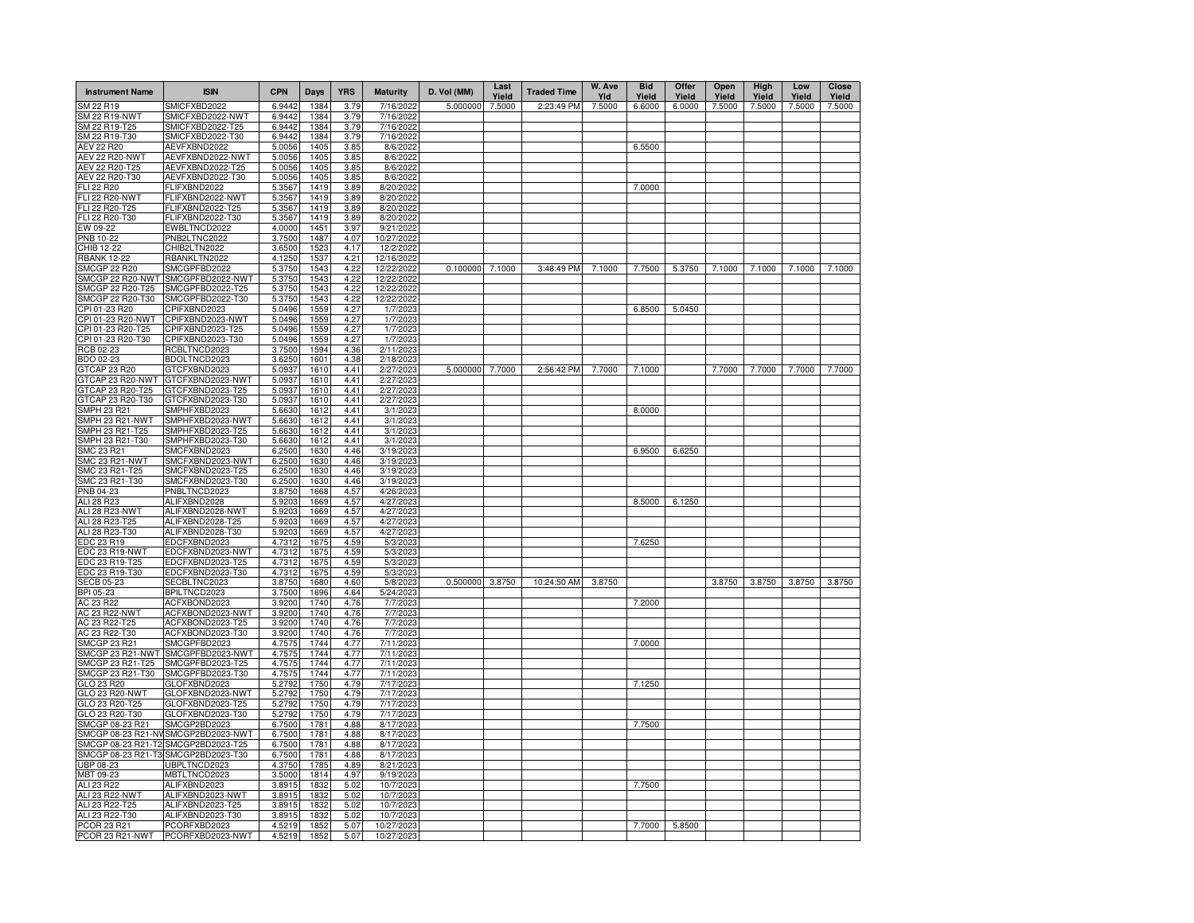| Instrument Name | ISIN | CPN | Days | YRS | Maturity | D. Vol (MM) | Last Yield | Traded Time | W. Ave Yld | Bid Yield | Offer Yield | Open Yield | High Yield | Low Yield | Close Yield |
|---|---|---|---|---|---|---|---|---|---|---|---|---|---|---|---|
| SM 22 R19 | SMICFXBD2022 | 6.9442 | 1384 | 3.79 | 7/16/2022 | 5.000000 | 7.5000 | 2:23:49 PM | 7.5000 | 6.6000 | 6.0000 | 7.5000 | 7.5000 | 7.5000 | 7.5000 |
| SM 22 R19-NWT | SMICFXBD2022-NWT | 6.9442 | 1384 | 3.79 | 7/16/2022 | | | | | | | | | | |
| SM 22 R19-T25 | SMICFXBD2022-T25 | 6.9442 | 1384 | 3.79 | 7/16/2022 | | | | | | | | | | |
| SM 22 R19-T30 | SMICFXBD2022-T30 | 6.9442 | 1384 | 3.79 | 7/16/2022 | | | | | | | | | | |
| AEV 22 R20 | AEVFXBND2022 | 5.0056 | 1405 | 3.85 | 8/6/2022 | | | | | 6.5500 | | | | | |
| AEV 22 R20-NWT | AEVFXBND2022-NWT | 5.0056 | 1405 | 3.85 | 8/6/2022 | | | | | | | | | | |
| AEV 22 R20-T25 | AEVFXBND2022-T25 | 5.0056 | 1405 | 3.85 | 8/6/2022 | | | | | | | | | | |
| AEV 22 R20-T30 | AEVFXBND2022-T30 | 5.0056 | 1405 | 3.85 | 8/6/2022 | | | | | | | | | | |
| FLI 22 R20 | FLIFXBND2022 | 5.3567 | 1419 | 3.89 | 8/20/2022 | | | | | 7.0000 | | | | | |
| FLI 22 R20-NWT | FLIFXBND2022-NWT | 5.3567 | 1419 | 3.89 | 8/20/2022 | | | | | | | | | | |
| FLI 22 R20-T25 | FLIFXBND2022-T25 | 5.3567 | 1419 | 3.89 | 8/20/2022 | | | | | | | | | | |
| FLI 22 R20-T30 | FLIFXBND2022-T30 | 5.3567 | 1419 | 3.89 | 8/20/2022 | | | | | | | | | | |
| EW 09-22 | EWBLTNCD2022 | 4.0000 | 1451 | 3.97 | 9/21/2022 | | | | | | | | | | |
| PNB 10-22 | PNB2LTNC2022 | 3.7500 | 1487 | 4.07 | 10/27/2022 | | | | | | | | | | |
| CHIB 12-22 | CHIB2LTN2022 | 3.6500 | 1523 | 4.17 | 12/2/2022 | | | | | | | | | | |
| RBANK 12-22 | RBANKLTN2022 | 4.1250 | 1537 | 4.21 | 12/16/2022 | | | | | | | | | | |
| SMCGP 22 R20 | SMCGPFBD2022 | 5.3750 | 1543 | 4.22 | 12/22/2022 | 0.100000 | 7.1000 | 3:48:49 PM | 7.1000 | 7.7500 | 5.3750 | 7.1000 | 7.1000 | 7.1000 | 7.1000 |
| SMCGP 22 R20-NWT | SMCGPFBD2022-NWT | 5.3750 | 1543 | 4.22 | 12/22/2022 | | | | | | | | | | |
| SMCGP 22 R20-T25 | SMCGPFBD2022-T25 | 5.3750 | 1543 | 4.22 | 12/22/2022 | | | | | | | | | | |
| SMCGP 22 R20-T30 | SMCGPFBD2022-T30 | 5.3750 | 1543 | 4.22 | 12/22/2022 | | | | | | | | | | |
| CPI 01-23 R20 | CPIFXBND2023 | 5.0496 | 1559 | 4.27 | 1/7/2023 | | | | | 6.8500 | 5.0450 | | | | |
| CPI 01-23 R20-NWT | CPIFXBND2023-NWT | 5.0496 | 1559 | 4.27 | 1/7/2023 | | | | | | | | | | |
| CPI 01-23 R20-T25 | CPIFXBND2023-T25 | 5.0496 | 1559 | 4.27 | 1/7/2023 | | | | | | | | | | |
| CPI 01-23 R20-T30 | CPIFXBND2023-T30 | 5.0496 | 1559 | 4.27 | 1/7/2023 | | | | | | | | | | |
| RCB 02-23 | RCBLTNCD2023 | 3.7500 | 1594 | 4.36 | 2/11/2023 | | | | | | | | | | |
| BDO 02-23 | BDOLTNCD2023 | 3.6250 | 1601 | 4.38 | 2/18/2023 | | | | | | | | | | |
| GTCAP 23 R20 | GTCFXBND2023 | 5.0937 | 1610 | 4.41 | 2/27/2023 | 5.000000 | 7.7000 | 2:56:42 PM | 7.7000 | 7.1000 | | 7.7000 | 7.7000 | 7.7000 | 7.7000 |
| GTCAP 23 R20-NWT | GTCFXBND2023-NWT | 5.0937 | 1610 | 4.41 | 2/27/2023 | | | | | | | | | | |
| GTCAP 23 R20-T25 | GTCFXBND2023-T25 | 5.0937 | 1610 | 4.41 | 2/27/2023 | | | | | | | | | | |
| GTCAP 23 R20-T30 | GTCFXBND2023-T30 | 5.0937 | 1610 | 4.41 | 2/27/2023 | | | | | | | | | | |
| SMPH 23 R21 | SMPHFXBD2023 | 5.6630 | 1612 | 4.41 | 3/1/2023 | | | | | 8.0000 | | | | | |
| SMPH 23 R21-NWT | SMPHFXBD2023-NWT | 5.6630 | 1612 | 4.41 | 3/1/2023 | | | | | | | | | | |
| SMPH 23 R21-T25 | SMPHFXBD2023-T25 | 5.6630 | 1612 | 4.41 | 3/1/2023 | | | | | | | | | | |
| SMPH 23 R21-T30 | SMPHFXBD2023-T30 | 5.6630 | 1612 | 4.41 | 3/1/2023 | | | | | | | | | | |
| SMC 23 R21 | SMCFXBND2023 | 6.2500 | 1630 | 4.46 | 3/19/2023 | | | | | 6.9500 | 6.6250 | | | | |
| SMC 23 R21-NWT | SMCFXBND2023-NWT | 6.2500 | 1630 | 4.46 | 3/19/2023 | | | | | | | | | | |
| SMC 23 R21-T25 | SMCFXBND2023-T25 | 6.2500 | 1630 | 4.46 | 3/19/2023 | | | | | | | | | | |
| SMC 23 R21-T30 | SMCFXBND2023-T30 | 6.2500 | 1630 | 4.46 | 3/19/2023 | | | | | | | | | | |
| PNB 04-23 | PNBLTNCD2023 | 3.8750 | 1668 | 4.57 | 4/26/2023 | | | | | | | | | | |
| ALI 28 R23 | ALIFXBND2028 | 5.9203 | 1669 | 4.57 | 4/27/2023 | | | | | 8.5000 | 6.1250 | | | | |
| ALI 28 R23-NWT | ALIFXBND2028-NWT | 5.9203 | 1669 | 4.57 | 4/27/2023 | | | | | | | | | | |
| ALI 28 R23-T25 | ALIFXBND2028-T25 | 5.9203 | 1669 | 4.57 | 4/27/2023 | | | | | | | | | | |
| ALI 28 R23-T30 | ALIFXBND2028-T30 | 5.9203 | 1669 | 4.57 | 4/27/2023 | | | | | | | | | | |
| EDC 23 R19 | EDCFXBND2023 | 4.7312 | 1675 | 4.59 | 5/3/2023 | | | | | 7.6250 | | | | | |
| EDC 23 R19-NWT | EDCFXBND2023-NWT | 4.7312 | 1675 | 4.59 | 5/3/2023 | | | | | | | | | | |
| EDC 23 R19-T25 | EDCFXBND2023-T25 | 4.7312 | 1675 | 4.59 | 5/3/2023 | | | | | | | | | | |
| EDC 23 R19-T30 | EDCFXBND2023-T30 | 4.7312 | 1675 | 4.59 | 5/3/2023 | | | | | | | | | | |
| SECB 05-23 | SECBLTNC2023 | 3.8750 | 1680 | 4.60 | 5/8/2023 | 0.500000 | 3.8750 | 10:24:50 AM | 3.8750 | | | 3.8750 | 3.8750 | 3.8750 | 3.8750 |
| BPI 05-23 | BPILTNCD2023 | 3.7500 | 1696 | 4.64 | 5/24/2023 | | | | | | | | | | |
| AC 23 R22 | ACFXBOND2023 | 3.9200 | 1740 | 4.76 | 7/7/2023 | | | | | 7.2000 | | | | | |
| AC 23 R22-NWT | ACFXBOND2023-NWT | 3.9200 | 1740 | 4.76 | 7/7/2023 | | | | | | | | | | |
| AC 23 R22-T25 | ACFXBOND2023-T25 | 3.9200 | 1740 | 4.76 | 7/7/2023 | | | | | | | | | | |
| AC 23 R22-T30 | ACFXBOND2023-T30 | 3.9200 | 1740 | 4.76 | 7/7/2023 | | | | | | | | | | |
| SMCGP 23 R21 | SMCGPFBD2023 | 4.7575 | 1744 | 4.77 | 7/11/2023 | | | | | 7.0000 | | | | | |
| SMCGP 23 R21-NWT | SMCGPFBD2023-NWT | 4.7575 | 1744 | 4.77 | 7/11/2023 | | | | | | | | | | |
| SMCGP 23 R21-T25 | SMCGPFBD2023-T25 | 4.7575 | 1744 | 4.77 | 7/11/2023 | | | | | | | | | | |
| SMCGP 23 R21-T30 | SMCGPFBD2023-T30 | 4.7575 | 1744 | 4.77 | 7/11/2023 | | | | | | | | | | |
| GLO 23 R20 | GLOFXBND2023 | 5.2792 | 1750 | 4.79 | 7/17/2023 | | | | | 7.1250 | | | | | |
| GLO 23 R20-NWT | GLOFXBND2023-NWT | 5.2792 | 1750 | 4.79 | 7/17/2023 | | | | | | | | | | |
| GLO 23 R20-T25 | GLOFXBND2023-T25 | 5.2792 | 1750 | 4.79 | 7/17/2023 | | | | | | | | | | |
| GLO 23 R20-T30 | GLOFXBND2023-T30 | 5.2792 | 1750 | 4.79 | 7/17/2023 | | | | | | | | | | |
| SMCGP 08-23 R21 | SMCGP2BD2023 | 6.7500 | 1781 | 4.88 | 8/17/2023 | | | | | 7.7500 | | | | | |
| SMCGP 08-23 R21-NWT | SMCGP2BD2023-NWT | 6.7500 | 1781 | 4.88 | 8/17/2023 | | | | | | | | | | |
| SMCGP 08-23 R21-T25 | SMCGP2BD2023-T25 | 6.7500 | 1781 | 4.88 | 8/17/2023 | | | | | | | | | | |
| SMCGP 08-23 R21-T30 | SMCGP2BD2023-T30 | 6.7500 | 1781 | 4.88 | 8/17/2023 | | | | | | | | | | |
| UBP 08-23 | UBPLTNCD2023 | 4.3750 | 1785 | 4.89 | 8/21/2023 | | | | | | | | | | |
| MBT 09-23 | MBTLTNCD2023 | 3.5000 | 1814 | 4.97 | 9/19/2023 | | | | | | | | | | |
| ALI 23 R22 | ALIFXBND2023 | 3.8915 | 1832 | 5.02 | 10/7/2023 | | | | | 7.7500 | | | | | |
| ALI 23 R22-NWT | ALIFXBND2023-NWT | 3.8915 | 1832 | 5.02 | 10/7/2023 | | | | | | | | | | |
| ALI 23 R22-T25 | ALIFXBND2023-T25 | 3.8915 | 1832 | 5.02 | 10/7/2023 | | | | | | | | | | |
| ALI 23 R22-T30 | ALIFXBND2023-T30 | 3.8915 | 1832 | 5.02 | 10/7/2023 | | | | | | | | | | |
| PCOR 23 R21 | PCORFXBD2023 | 4.5219 | 1852 | 5.07 | 10/27/2023 | | | | | 7.7000 | 5.8500 | | | | |
| PCOR 23 R21-NWT | PCORFXBD2023-NWT | 4.5219 | 1852 | 5.07 | 10/27/2023 | | | | | | | | | | |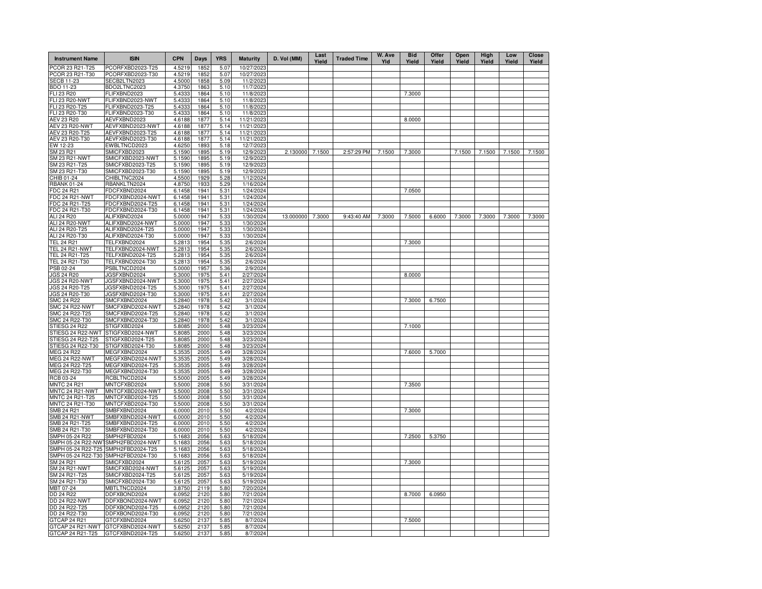| Instrument Name | ISIN | CPN | Days | YRS | Maturity | D. Vol (MM) | Last Yield | Traded Time | W. Ave Yld | Bid Yield | Offer Yield | Open Yield | High Yield | Low Yield | Close Yield |
|---|---|---|---|---|---|---|---|---|---|---|---|---|---|---|---|
| PCOR 23 R21-T25 | PCORFXBD2023-T25 | 4.5219 | 1852 | 5.07 | 10/27/2023 | | | | | | | | | | |
| PCOR 23 R21-T30 | PCORFXBD2023-T30 | 4.5219 | 1852 | 5.07 | 10/27/2023 | | | | | | | | | | |
| SECB 11-23 | SECB2LTN2023 | 4.5000 | 1858 | 5.09 | 11/2/2023 | | | | | | | | | | |
| BDO 11-23 | BDO2LTNC2023 | 4.3750 | 1863 | 5.10 | 11/7/2023 | | | | | | | | | | |
| FLI 23 R20 | FLIFXBND2023 | 5.4333 | 1864 | 5.10 | 11/8/2023 | | | | | 7.3000 | | | | | |
| FLI 23 R20-NWT | FLIFXBND2023-NWT | 5.4333 | 1864 | 5.10 | 11/8/2023 | | | | | | | | | | |
| FLI 23 R20-T25 | FLIFXBND2023-T25 | 5.4333 | 1864 | 5.10 | 11/8/2023 | | | | | | | | | | |
| FLI 23 R20-T30 | FLIFXBND2023-T30 | 5.4333 | 1864 | 5.10 | 11/8/2023 | | | | | | | | | | |
| AEV 23 R20 | AEVFXBND2023 | 4.6188 | 1877 | 5.14 | 11/21/2023 | | | | | 8.0000 | | | | | |
| AEV 23 R20-NWT | AEVFXBND2023-NWT | 4.6188 | 1877 | 5.14 | 11/21/2023 | | | | | | | | | | |
| AEV 23 R20-T25 | AEVFXBND2023-T25 | 4.6188 | 1877 | 5.14 | 11/21/2023 | | | | | | | | | | |
| AEV 23 R20-T30 | AEVFXBND2023-T30 | 4.6188 | 1877 | 5.14 | 11/21/2023 | | | | | | | | | | |
| EW 12-23 | EWBLTNCD2023 | 4.6250 | 1893 | 5.18 | 12/7/2023 | | | | | | | | | | |
| SM 23 R21 | SMICFXBD2023 | 5.1590 | 1895 | 5.19 | 12/9/2023 | 2.130000 | 7.1500 | 2:57:29 PM | 7.1500 | 7.3000 | | 7.1500 | 7.1500 | 7.1500 | 7.1500 |
| SM 23 R21-NWT | SMICFXBD2023-NWT | 5.1590 | 1895 | 5.19 | 12/9/2023 | | | | | | | | | | |
| SM 23 R21-T25 | SMICFXBD2023-T25 | 5.1590 | 1895 | 5.19 | 12/9/2023 | | | | | | | | | | |
| SM 23 R21-T30 | SMICFXBD2023-T30 | 5.1590 | 1895 | 5.19 | 12/9/2023 | | | | | | | | | | |
| CHIB 01-24 | CHIBLTNC2024 | 4.5500 | 1929 | 5.28 | 1/12/2024 | | | | | | | | | | |
| RBANK 01-24 | RBANKLTN2024 | 4.8750 | 1933 | 5.29 | 1/16/2024 | | | | | | | | | | |
| FDC 24 R21 | FDCFXBND2024 | 6.1458 | 1941 | 5.31 | 1/24/2024 | | | | | 7.0500 | | | | | |
| FDC 24 R21-NWT | FDCFXBND2024-NWT | 6.1458 | 1941 | 5.31 | 1/24/2024 | | | | | | | | | | |
| FDC 24 R21-T25 | FDCFXBND2024-T25 | 6.1458 | 1941 | 5.31 | 1/24/2024 | | | | | | | | | | |
| FDC 24 R21-T30 | FDCFXBND2024-T30 | 6.1458 | 1941 | 5.31 | 1/24/2024 | | | | | | | | | | |
| ALI 24 R20 | ALIFXBND2024 | 5.0000 | 1947 | 5.33 | 1/30/2024 | 13.000000 | 7.3000 | 9:43:40 AM | 7.3000 | 7.5000 | 6.6000 | 7.3000 | 7.3000 | 7.3000 | 7.3000 |
| ALI 24 R20-NWT | ALIFXBND2024-NWT | 5.0000 | 1947 | 5.33 | 1/30/2024 | | | | | | | | | | |
| ALI 24 R20-T25 | ALIFXBND2024-T25 | 5.0000 | 1947 | 5.33 | 1/30/2024 | | | | | | | | | | |
| ALI 24 R20-T30 | ALIFXBND2024-T30 | 5.0000 | 1947 | 5.33 | 1/30/2024 | | | | | | | | | | |
| TEL 24 R21 | TELFXBND2024 | 5.2813 | 1954 | 5.35 | 2/6/2024 | | | | | 7.3000 | | | | | |
| TEL 24 R21-NWT | TELFXBND2024-NWT | 5.2813 | 1954 | 5.35 | 2/6/2024 | | | | | | | | | | |
| TEL 24 R21-T25 | TELFXBND2024-T25 | 5.2813 | 1954 | 5.35 | 2/6/2024 | | | | | | | | | | |
| TEL 24 R21-T30 | TELFXBND2024-T30 | 5.2813 | 1954 | 5.35 | 2/6/2024 | | | | | | | | | | |
| PSB 02-24 | PSBLTNCD2024 | 5.0000 | 1957 | 5.36 | 2/9/2024 | | | | | | | | | | |
| JGS 24 R20 | JGSFXBND2024 | 5.3000 | 1975 | 5.41 | 2/27/2024 | | | | | 8.0000 | | | | | |
| JGS 24 R20-NWT | JGSFXBND2024-NWT | 5.3000 | 1975 | 5.41 | 2/27/2024 | | | | | | | | | | |
| JGS 24 R20-T25 | JGSFXBND2024-T25 | 5.3000 | 1975 | 5.41 | 2/27/2024 | | | | | | | | | | |
| JGS 24 R20-T30 | JGSFXBND2024-T30 | 5.3000 | 1975 | 5.41 | 2/27/2024 | | | | | | | | | | |
| SMC 24 R22 | SMCFXBND2024 | 5.2840 | 1978 | 5.42 | 3/1/2024 | | | | | 7.3000 | 6.7500 | | | | |
| SMC 24 R22-NWT | SMCFXBND2024-NWT | 5.2840 | 1978 | 5.42 | 3/1/2024 | | | | | | | | | | |
| SMC 24 R22-T25 | SMCFXBND2024-T25 | 5.2840 | 1978 | 5.42 | 3/1/2024 | | | | | | | | | | |
| SMC 24 R22-T30 | SMCFXBND2024-T30 | 5.2840 | 1978 | 5.42 | 3/1/2024 | | | | | | | | | | |
| STIESG 24 R22 | STIGFXBD2024 | 5.8085 | 2000 | 5.48 | 3/23/2024 | | | | | 7.1000 | | | | | |
| STIESG 24 R22-NWT | STIGFXBD2024-NWT | 5.8085 | 2000 | 5.48 | 3/23/2024 | | | | | | | | | | |
| STIESG 24 R22-T25 | STIGFXBD2024-T25 | 5.8085 | 2000 | 5.48 | 3/23/2024 | | | | | | | | | | |
| STIESG 24 R22-T30 | STIGFXBD2024-T30 | 5.8085 | 2000 | 5.48 | 3/23/2024 | | | | | | | | | | |
| MEG 24 R22 | MEGFXBND2024 | 5.3535 | 2005 | 5.49 | 3/28/2024 | | | | | 7.6000 | 5.7000 | | | | |
| MEG 24 R22-NWT | MEGFXBND2024-NWT | 5.3535 | 2005 | 5.49 | 3/28/2024 | | | | | | | | | | |
| MEG 24 R22-T25 | MEGFXBND2024-T25 | 5.3535 | 2005 | 5.49 | 3/28/2024 | | | | | | | | | | |
| MEG 24 R22-T30 | MEGFXBND2024-T30 | 5.3535 | 2005 | 5.49 | 3/28/2024 | | | | | | | | | | |
| RCB 03-24 | RCBLTNCD2024 | 5.5000 | 2005 | 5.49 | 3/28/2024 | | | | | | | | | | |
| MNTC 24 R21 | MNTCFXBD2024 | 5.5000 | 2008 | 5.50 | 3/31/2024 | | | | | 7.3500 | | | | | |
| MNTC 24 R21-NWT | MNTCFXBD2024-NWT | 5.5000 | 2008 | 5.50 | 3/31/2024 | | | | | | | | | | |
| MNTC 24 R21-T25 | MNTCFXBD2024-T25 | 5.5000 | 2008 | 5.50 | 3/31/2024 | | | | | | | | | | |
| MNTC 24 R21-T30 | MNTCFXBD2024-T30 | 5.5000 | 2008 | 5.50 | 3/31/2024 | | | | | | | | | | |
| SMB 24 R21 | SMBFXBND2024 | 6.0000 | 2010 | 5.50 | 4/2/2024 | | | | | 7.3000 | | | | | |
| SMB 24 R21-NWT | SMBFXBND2024-NWT | 6.0000 | 2010 | 5.50 | 4/2/2024 | | | | | | | | | | |
| SMB 24 R21-T25 | SMBFXBND2024-T25 | 6.0000 | 2010 | 5.50 | 4/2/2024 | | | | | | | | | | |
| SMB 24 R21-T30 | SMBFXBND2024-T30 | 6.0000 | 2010 | 5.50 | 4/2/2024 | | | | | | | | | | |
| SMPH 05-24 R22 | SMPH2FBD2024 | 5.1683 | 2056 | 5.63 | 5/18/2024 | | | | | 7.2500 | 5.3750 | | | | |
| SMPH 05-24 R22-NWT | SMPH2FBD2024-NWT | 5.1683 | 2056 | 5.63 | 5/18/2024 | | | | | | | | | | |
| SMPH 05-24 R22-T25 | SMPH2FBD2024-T25 | 5.1683 | 2056 | 5.63 | 5/18/2024 | | | | | | | | | | |
| SMPH 05-24 R22-T30 | SMPH2FBD2024-T30 | 5.1683 | 2056 | 5.63 | 5/18/2024 | | | | | | | | | | |
| SM 24 R21 | SMICFXBD2024 | 5.6125 | 2057 | 5.63 | 5/19/2024 | | | | | 7.3000 | | | | | |
| SM 24 R21-NWT | SMICFXBD2024-NWT | 5.6125 | 2057 | 5.63 | 5/19/2024 | | | | | | | | | | |
| SM 24 R21-T25 | SMICFXBD2024-T25 | 5.6125 | 2057 | 5.63 | 5/19/2024 | | | | | | | | | | |
| SM 24 R21-T30 | SMICFXBD2024-T30 | 5.6125 | 2057 | 5.63 | 5/19/2024 | | | | | | | | | | |
| MBT 07-24 | MBTLTNCD2024 | 3.8750 | 2119 | 5.80 | 7/20/2024 | | | | | | | | | | |
| DD 24 R22 | DDFXBOND2024 | 6.0952 | 2120 | 5.80 | 7/21/2024 | | | | | 8.7000 | 6.0950 | | | | |
| DD 24 R22-NWT | DDFXBOND2024-NWT | 6.0952 | 2120 | 5.80 | 7/21/2024 | | | | | | | | | | |
| DD 24 R22-T25 | DDFXBOND2024-T25 | 6.0952 | 2120 | 5.80 | 7/21/2024 | | | | | | | | | | |
| DD 24 R22-T30 | DDFXBOND2024-T30 | 6.0952 | 2120 | 5.80 | 7/21/2024 | | | | | | | | | | |
| GTCAP 24 R21 | GTCFXBND2024 | 5.6250 | 2137 | 5.85 | 8/7/2024 | | | | | 7.5000 | | | | | |
| GTCAP 24 R21-NWT | GTCFXBND2024-NWT | 5.6250 | 2137 | 5.85 | 8/7/2024 | | | | | | | | | | |
| GTCAP 24 R21-T25 | GTCFXBND2024-T25 | 5.6250 | 2137 | 5.85 | 8/7/2024 | | | | | | | | | | |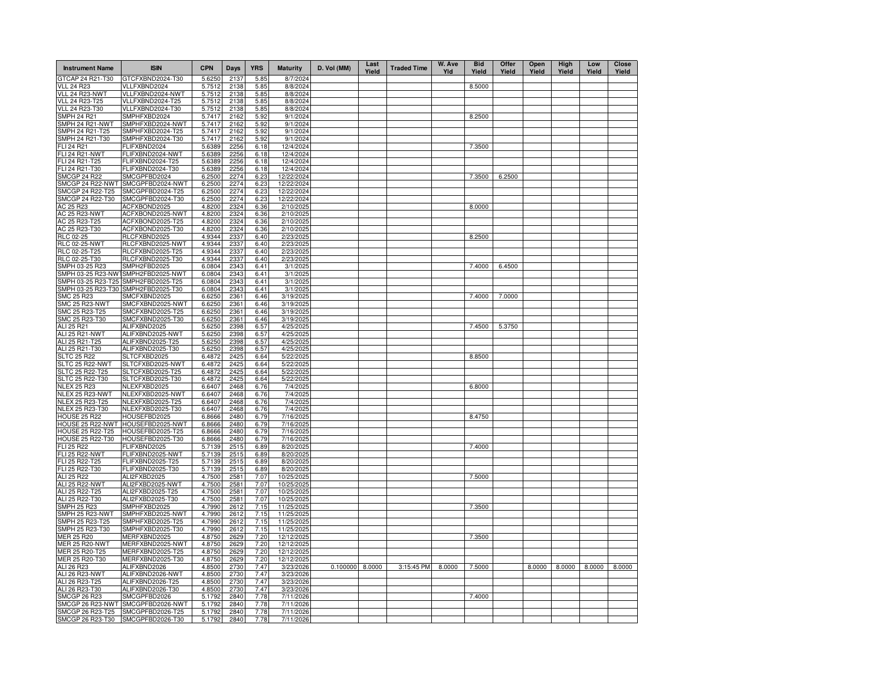| Instrument Name | ISIN | CPN | Days | YRS | Maturity | D. Vol (MM) | Last Yield | Traded Time | W. Ave Yld | Bid Yield | Offer Yield | Open Yield | High Yield | Low Yield | Close Yield |
|---|---|---|---|---|---|---|---|---|---|---|---|---|---|---|---|
| GTCAP 24 R21-T30 | GTCFXBND2024-T30 | 5.6250 | 2137 | 5.85 | 8/7/2024 | | | | | | | | | | |
| VLL 24 R23 | VLLFXBND2024 | 5.7512 | 2138 | 5.85 | 8/8/2024 | | | | | 8.5000 | | | | | |
| VLL 24 R23-NWT | VLLFXBND2024-NWT | 5.7512 | 2138 | 5.85 | 8/8/2024 | | | | | | | | | | |
| VLL 24 R23-T25 | VLLFXBND2024-T25 | 5.7512 | 2138 | 5.85 | 8/8/2024 | | | | | | | | | | |
| VLL 24 R23-T30 | VLLFXBND2024-T30 | 5.7512 | 2138 | 5.85 | 8/8/2024 | | | | | | | | | | |
| SMPH 24 R21 | SMPHFXBD2024 | 5.7417 | 2162 | 5.92 | 9/1/2024 | | | | | 8.2500 | | | | | |
| SMPH 24 R21-NWT | SMPHFXBD2024-NWT | 5.7417 | 2162 | 5.92 | 9/1/2024 | | | | | | | | | | |
| SMPH 24 R21-T25 | SMPHFXBD2024-T25 | 5.7417 | 2162 | 5.92 | 9/1/2024 | | | | | | | | | | |
| SMPH 24 R21-T30 | SMPHFXBD2024-T30 | 5.7417 | 2162 | 5.92 | 9/1/2024 | | | | | | | | | | |
| FLI 24 R21 | FLIFXBND2024 | 5.6389 | 2256 | 6.18 | 12/4/2024 | | | | | 7.3500 | | | | | |
| FLI 24 R21-NWT | FLIFXBND2024-NWT | 5.6389 | 2256 | 6.18 | 12/4/2024 | | | | | | | | | | |
| FLI 24 R21-T25 | FLIFXBND2024-T25 | 5.6389 | 2256 | 6.18 | 12/4/2024 | | | | | | | | | | |
| FLI 24 R21-T30 | FLIFXBND2024-T30 | 5.6389 | 2256 | 6.18 | 12/4/2024 | | | | | | | | | | |
| SMCGP 24 R22 | SMCGPFBD2024 | 6.2500 | 2274 | 6.23 | 12/22/2024 | | | | | 7.3500 | 6.2500 | | | | |
| SMCGP 24 R22-NWT | SMCGPFBD2024-NWT | 6.2500 | 2274 | 6.23 | 12/22/2024 | | | | | | | | | | |
| SMCGP 24 R22-T25 | SMCGPFBD2024-T25 | 6.2500 | 2274 | 6.23 | 12/22/2024 | | | | | | | | | | |
| SMCGP 24 R22-T30 | SMCGPFBD2024-T30 | 6.2500 | 2274 | 6.23 | 12/22/2024 | | | | | | | | | | |
| AC 25 R23 | ACFXBOND2025 | 4.8200 | 2324 | 6.36 | 2/10/2025 | | | | | 8.0000 | | | | | |
| AC 25 R23-NWT | ACFXBOND2025-NWT | 4.8200 | 2324 | 6.36 | 2/10/2025 | | | | | | | | | | |
| AC 25 R23-T25 | ACFXBOND2025-T25 | 4.8200 | 2324 | 6.36 | 2/10/2025 | | | | | | | | | | |
| AC 25 R23-T30 | ACFXBOND2025-T30 | 4.8200 | 2324 | 6.36 | 2/10/2025 | | | | | | | | | | |
| RLC 02-25 | RLCFXBND2025 | 4.9344 | 2337 | 6.40 | 2/23/2025 | | | | | 8.2500 | | | | | |
| RLC 02-25-NWT | RLCFXBND2025-NWT | 4.9344 | 2337 | 6.40 | 2/23/2025 | | | | | | | | | | |
| RLC 02-25-T25 | RLCFXBND2025-T25 | 4.9344 | 2337 | 6.40 | 2/23/2025 | | | | | | | | | | |
| RLC 02-25-T30 | RLCFXBND2025-T30 | 4.9344 | 2337 | 6.40 | 2/23/2025 | | | | | | | | | | |
| SMPH 03-25 R23 | SMPH2FBD2025 | 6.0804 | 2343 | 6.41 | 3/1/2025 | | | | | 7.4000 | 6.4500 | | | | |
| SMPH 03-25 R23-NWT | SMPH2FBD2025-NWT | 6.0804 | 2343 | 6.41 | 3/1/2025 | | | | | | | | | | |
| SMPH 03-25 R23-T25 | SMPH2FBD2025-T25 | 6.0804 | 2343 | 6.41 | 3/1/2025 | | | | | | | | | | |
| SMPH 03-25 R23-T30 | SMPH2FBD2025-T30 | 6.0804 | 2343 | 6.41 | 3/1/2025 | | | | | | | | | | |
| SMC 25 R23 | SMCFXBND2025 | 6.6250 | 2361 | 6.46 | 3/19/2025 | | | | | 7.4000 | 7.0000 | | | | |
| SMC 25 R23-NWT | SMCFXBND2025-NWT | 6.6250 | 2361 | 6.46 | 3/19/2025 | | | | | | | | | | |
| SMC 25 R23-T25 | SMCFXBND2025-T25 | 6.6250 | 2361 | 6.46 | 3/19/2025 | | | | | | | | | | |
| SMC 25 R23-T30 | SMCFXBND2025-T30 | 6.6250 | 2361 | 6.46 | 3/19/2025 | | | | | | | | | | |
| ALI 25 R21 | ALIFXBND2025 | 5.6250 | 2398 | 6.57 | 4/25/2025 | | | | | 7.4500 | 5.3750 | | | | |
| ALI 25 R21-NWT | ALIFXBND2025-NWT | 5.6250 | 2398 | 6.57 | 4/25/2025 | | | | | | | | | | |
| ALI 25 R21-T25 | ALIFXBND2025-T25 | 5.6250 | 2398 | 6.57 | 4/25/2025 | | | | | | | | | | |
| ALI 25 R21-T30 | ALIFXBND2025-T30 | 5.6250 | 2398 | 6.57 | 4/25/2025 | | | | | | | | | | |
| SLTC 25 R22 | SLTCFXBD2025 | 6.4872 | 2425 | 6.64 | 5/22/2025 | | | | | 8.8500 | | | | | |
| SLTC 25 R22-NWT | SLTCFXBD2025-NWT | 6.4872 | 2425 | 6.64 | 5/22/2025 | | | | | | | | | | |
| SLTC 25 R22-T25 | SLTCFXBD2025-T25 | 6.4872 | 2425 | 6.64 | 5/22/2025 | | | | | | | | | | |
| SLTC 25 R22-T30 | SLTCFXBD2025-T30 | 6.4872 | 2425 | 6.64 | 5/22/2025 | | | | | | | | | | |
| NLEX 25 R23 | NLEXFXBD2025 | 6.6407 | 2468 | 6.76 | 7/4/2025 | | | | | 6.8000 | | | | | |
| NLEX 25 R23-NWT | NLEXFXBD2025-NWT | 6.6407 | 2468 | 6.76 | 7/4/2025 | | | | | | | | | | |
| NLEX 25 R23-T25 | NLEXFXBD2025-T25 | 6.6407 | 2468 | 6.76 | 7/4/2025 | | | | | | | | | | |
| NLEX 25 R23-T30 | NLEXFXBD2025-T30 | 6.6407 | 2468 | 6.76 | 7/4/2025 | | | | | | | | | | |
| HOUSE 25 R22 | HOUSEFBD2025 | 6.8666 | 2480 | 6.79 | 7/16/2025 | | | | | 8.4750 | | | | | |
| HOUSE 25 R22-NWT | HOUSEFBD2025-NWT | 6.8666 | 2480 | 6.79 | 7/16/2025 | | | | | | | | | | |
| HOUSE 25 R22-T25 | HOUSEFBD2025-T25 | 6.8666 | 2480 | 6.79 | 7/16/2025 | | | | | | | | | | |
| HOUSE 25 R22-T30 | HOUSEFBD2025-T30 | 6.8666 | 2480 | 6.79 | 7/16/2025 | | | | | | | | | | |
| FLI 25 R22 | FLIFXBND2025 | 5.7139 | 2515 | 6.89 | 8/20/2025 | | | | | 7.4000 | | | | | |
| FLI 25 R22-NWT | FLIFXBND2025-NWT | 5.7139 | 2515 | 6.89 | 8/20/2025 | | | | | | | | | | |
| FLI 25 R22-T25 | FLIFXBND2025-T25 | 5.7139 | 2515 | 6.89 | 8/20/2025 | | | | | | | | | | |
| FLI 25 R22-T30 | FLIFXBND2025-T30 | 5.7139 | 2515 | 6.89 | 8/20/2025 | | | | | | | | | | |
| ALI 25 R22 | ALI2FXBD2025 | 4.7500 | 2581 | 7.07 | 10/25/2025 | | | | | 7.5000 | | | | | |
| ALI 25 R22-NWT | ALI2FXBD2025-NWT | 4.7500 | 2581 | 7.07 | 10/25/2025 | | | | | | | | | | |
| ALI 25 R22-T25 | ALI2FXBD2025-T25 | 4.7500 | 2581 | 7.07 | 10/25/2025 | | | | | | | | | | |
| ALI 25 R22-T30 | ALI2FXBD2025-T30 | 4.7500 | 2581 | 7.07 | 10/25/2025 | | | | | | | | | | |
| SMPH 25 R23 | SMPHFXBD2025 | 4.7990 | 2612 | 7.15 | 11/25/2025 | | | | | 7.3500 | | | | | |
| SMPH 25 R23-NWT | SMPHFXBD2025-NWT | 4.7990 | 2612 | 7.15 | 11/25/2025 | | | | | | | | | | |
| SMPH 25 R23-T25 | SMPHFXBD2025-T25 | 4.7990 | 2612 | 7.15 | 11/25/2025 | | | | | | | | | | |
| SMPH 25 R23-T30 | SMPHFXBD2025-T30 | 4.7990 | 2612 | 7.15 | 11/25/2025 | | | | | | | | | | |
| MER 25 R20 | MERFXBND2025 | 4.8750 | 2629 | 7.20 | 12/12/2025 | | | | | 7.3500 | | | | | |
| MER 25 R20-NWT | MERFXBND2025-NWT | 4.8750 | 2629 | 7.20 | 12/12/2025 | | | | | | | | | | |
| MER 25 R20-T25 | MERFXBND2025-T25 | 4.8750 | 2629 | 7.20 | 12/12/2025 | | | | | | | | | | |
| MER 25 R20-T30 | MERFXBND2025-T30 | 4.8750 | 2629 | 7.20 | 12/12/2025 | | | | | | | | | | |
| ALI 26 R23 | ALIFXBND2026 | 4.8500 | 2730 | 7.47 | 3/23/2026 | 0.100000 | 8.0000 | 3:15:45 PM | 8.0000 | 7.5000 | | 8.0000 | 8.0000 | 8.0000 | 8.0000 |
| ALI 26 R23-NWT | ALIFXBND2026-NWT | 4.8500 | 2730 | 7.47 | 3/23/2026 | | | | | | | | | | |
| ALI 26 R23-T25 | ALIFXBND2026-T25 | 4.8500 | 2730 | 7.47 | 3/23/2026 | | | | | | | | | | |
| ALI 26 R23-T30 | ALIFXBND2026-T30 | 4.8500 | 2730 | 7.47 | 3/23/2026 | | | | | | | | | | |
| SMCGP 26 R23 | SMCGPFBD2026 | 5.1792 | 2840 | 7.78 | 7/11/2026 | | | | | 7.4000 | | | | | |
| SMCGP 26 R23-NWT | SMCGPFBD2026-NWT | 5.1792 | 2840 | 7.78 | 7/11/2026 | | | | | | | | | | |
| SMCGP 26 R23-T25 | SMCGPFBD2026-T25 | 5.1792 | 2840 | 7.78 | 7/11/2026 | | | | | | | | | | |
| SMCGP 26 R23-T30 | SMCGPFBD2026-T30 | 5.1792 | 2840 | 7.78 | 7/11/2026 | | | | | | | | | | |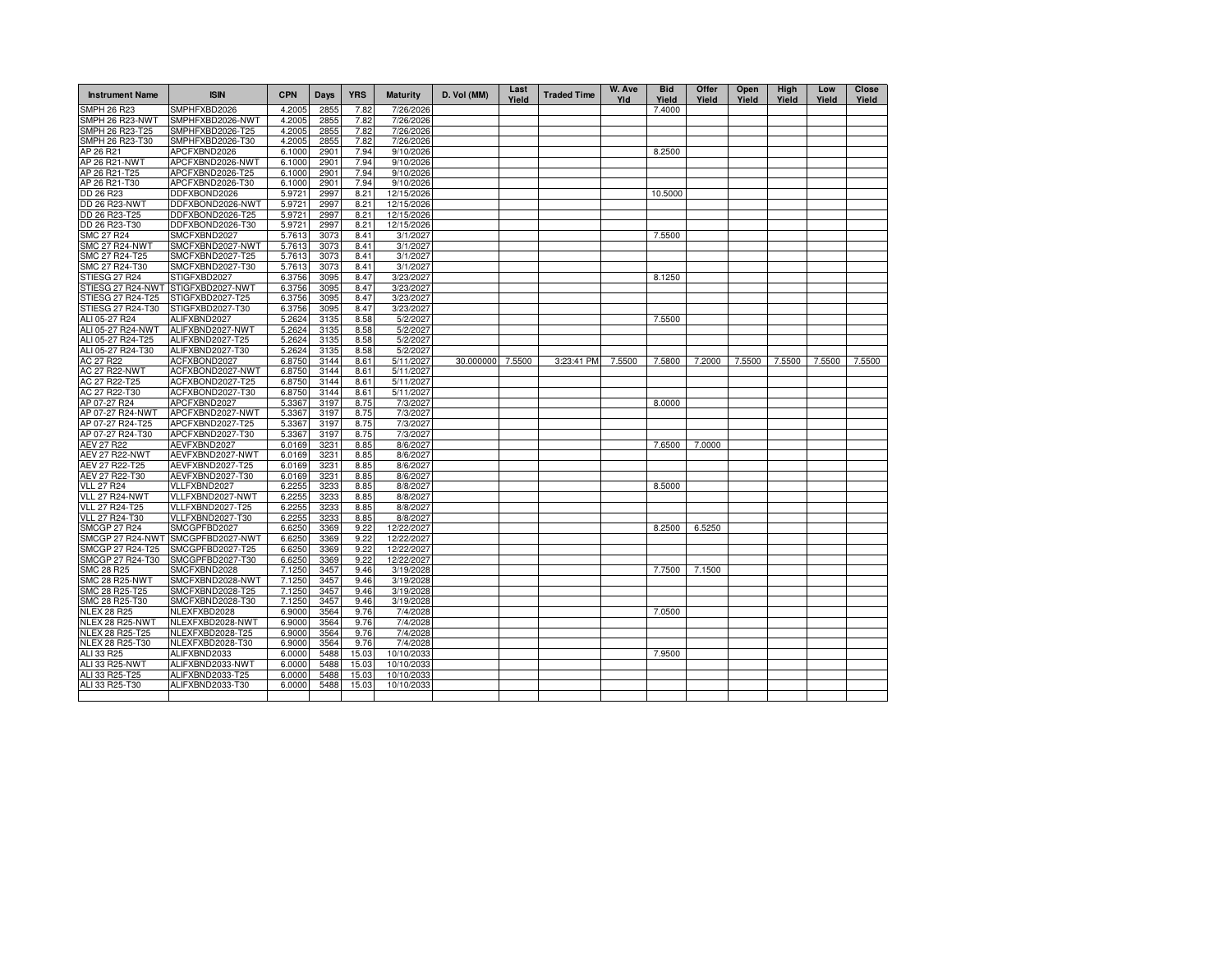| Instrument Name | ISIN | CPN | Days | YRS | Maturity | D. Vol (MM) | Last Yield | Traded Time | W. Ave Yld | Bid Yield | Offer Yield | Open Yield | High Yield | Low Yield | Close Yield |
|---|---|---|---|---|---|---|---|---|---|---|---|---|---|---|---|
| SMPH 26 R23 | SMPHFXBD2026 | 4.2005 | 2855 | 7.82 | 7/26/2026 | | | | | 7.4000 | | | | | |
| SMPH 26 R23-NWT | SMPHFXBD2026-NWT | 4.2005 | 2855 | 7.82 | 7/26/2026 | | | | | | | | | | |
| SMPH 26 R23-T25 | SMPHFXBD2026-T25 | 4.2005 | 2855 | 7.82 | 7/26/2026 | | | | | | | | | | |
| SMPH 26 R23-T30 | SMPHFXBD2026-T30 | 4.2005 | 2855 | 7.82 | 7/26/2026 | | | | | | | | | | |
| AP 26 R21 | APCFXBND2026 | 6.1000 | 2901 | 7.94 | 9/10/2026 | | | | | 8.2500 | | | | | |
| AP 26 R21-NWT | APCFXBND2026-NWT | 6.1000 | 2901 | 7.94 | 9/10/2026 | | | | | | | | | | |
| AP 26 R21-T25 | APCFXBND2026-T25 | 6.1000 | 2901 | 7.94 | 9/10/2026 | | | | | | | | | | |
| AP 26 R21-T30 | APCFXBND2026-T30 | 6.1000 | 2901 | 7.94 | 9/10/2026 | | | | | | | | | | |
| DD 26 R23 | DDFXBOND2026 | 5.9721 | 2997 | 8.21 | 12/15/2026 | | | | | 10.5000 | | | | | |
| DD 26 R23-NWT | DDFXBOND2026-NWT | 5.9721 | 2997 | 8.21 | 12/15/2026 | | | | | | | | | | |
| DD 26 R23-T25 | DDFXBOND2026-T25 | 5.9721 | 2997 | 8.21 | 12/15/2026 | | | | | | | | | | |
| DD 26 R23-T30 | DDFXBOND2026-T30 | 5.9721 | 2997 | 8.21 | 12/15/2026 | | | | | | | | | | |
| SMC 27 R24 | SMCFXBND2027 | 5.7613 | 3073 | 8.41 | 3/1/2027 | | | | | 7.5500 | | | | | |
| SMC 27 R24-NWT | SMCFXBND2027-NWT | 5.7613 | 3073 | 8.41 | 3/1/2027 | | | | | | | | | | |
| SMC 27 R24-T25 | SMCFXBND2027-T25 | 5.7613 | 3073 | 8.41 | 3/1/2027 | | | | | | | | | | |
| SMC 27 R24-T30 | SMCFXBND2027-T30 | 5.7613 | 3073 | 8.41 | 3/1/2027 | | | | | | | | | | |
| STIESG 27 R24 | STIGFXBD2027 | 6.3756 | 3095 | 8.47 | 3/23/2027 | | | | | 8.1250 | | | | | |
| STIESG 27 R24-NWT | STIGFXBD2027-NWT | 6.3756 | 3095 | 8.47 | 3/23/2027 | | | | | | | | | | |
| STIESG 27 R24-T25 | STIGFXBD2027-T25 | 6.3756 | 3095 | 8.47 | 3/23/2027 | | | | | | | | | | |
| STIESG 27 R24-T30 | STIGFXBD2027-T30 | 6.3756 | 3095 | 8.47 | 3/23/2027 | | | | | | | | | | |
| ALI 05-27 R24 | ALIFXBND2027 | 5.2624 | 3135 | 8.58 | 5/2/2027 | | | | | 7.5500 | | | | | |
| ALI 05-27 R24-NWT | ALIFXBND2027-NWT | 5.2624 | 3135 | 8.58 | 5/2/2027 | | | | | | | | | | |
| ALI 05-27 R24-T25 | ALIFXBND2027-T25 | 5.2624 | 3135 | 8.58 | 5/2/2027 | | | | | | | | | | |
| ALI 05-27 R24-T30 | ALIFXBND2027-T30 | 5.2624 | 3135 | 8.58 | 5/2/2027 | | | | | | | | | | |
| AC 27 R22 | ACFXBOND2027 | 6.8750 | 3144 | 8.61 | 5/11/2027 | 30.000000 | 7.5500 | 3:23:41 PM | 7.5500 | 7.5800 | 7.2000 | 7.5500 | 7.5500 | 7.5500 | 7.5500 |
| AC 27 R22-NWT | ACFXBOND2027-NWT | 6.8750 | 3144 | 8.61 | 5/11/2027 | | | | | | | | | | |
| AC 27 R22-T25 | ACFXBOND2027-T25 | 6.8750 | 3144 | 8.61 | 5/11/2027 | | | | | | | | | | |
| AC 27 R22-T30 | ACFXBOND2027-T30 | 6.8750 | 3144 | 8.61 | 5/11/2027 | | | | | | | | | | |
| AP 07-27 R24 | APCFXBND2027 | 5.3367 | 3197 | 8.75 | 7/3/2027 | | | | | 8.0000 | | | | | |
| AP 07-27 R24-NWT | APCFXBND2027-NWT | 5.3367 | 3197 | 8.75 | 7/3/2027 | | | | | | | | | | |
| AP 07-27 R24-T25 | APCFXBND2027-T25 | 5.3367 | 3197 | 8.75 | 7/3/2027 | | | | | | | | | | |
| AP 07-27 R24-T30 | APCFXBND2027-T30 | 5.3367 | 3197 | 8.75 | 7/3/2027 | | | | | | | | | | |
| AEV 27 R22 | AEVFXBND2027 | 6.0169 | 3231 | 8.85 | 8/6/2027 | | | | | 7.6500 | 7.0000 | | | | |
| AEV 27 R22-NWT | AEVFXBND2027-NWT | 6.0169 | 3231 | 8.85 | 8/6/2027 | | | | | | | | | | |
| AEV 27 R22-T25 | AEVFXBND2027-T25 | 6.0169 | 3231 | 8.85 | 8/6/2027 | | | | | | | | | | |
| AEV 27 R22-T30 | AEVFXBND2027-T30 | 6.0169 | 3231 | 8.85 | 8/6/2027 | | | | | | | | | | |
| VLL 27 R24 | VLLFXBND2027 | 6.2255 | 3233 | 8.85 | 8/8/2027 | | | | | 8.5000 | | | | | |
| VLL 27 R24-NWT | VLLFXBND2027-NWT | 6.2255 | 3233 | 8.85 | 8/8/2027 | | | | | | | | | | |
| VLL 27 R24-T25 | VLLFXBND2027-T25 | 6.2255 | 3233 | 8.85 | 8/8/2027 | | | | | | | | | | |
| VLL 27 R24-T30 | VLLFXBND2027-T30 | 6.2255 | 3233 | 8.85 | 8/8/2027 | | | | | | | | | | |
| SMCGP 27 R24 | SMCGPFBD2027 | 6.6250 | 3369 | 9.22 | 12/22/2027 | | | | | 8.2500 | 6.5250 | | | | |
| SMCGP 27 R24-NWT | SMCGPFBD2027-NWT | 6.6250 | 3369 | 9.22 | 12/22/2027 | | | | | | | | | | |
| SMCGP 27 R24-T25 | SMCGPFBD2027-T25 | 6.6250 | 3369 | 9.22 | 12/22/2027 | | | | | | | | | | |
| SMCGP 27 R24-T30 | SMCGPFBD2027-T30 | 6.6250 | 3369 | 9.22 | 12/22/2027 | | | | | | | | | | |
| SMC 28 R25 | SMCFXBND2028 | 7.1250 | 3457 | 9.46 | 3/19/2028 | | | | | 7.7500 | 7.1500 | | | | |
| SMC 28 R25-NWT | SMCFXBND2028-NWT | 7.1250 | 3457 | 9.46 | 3/19/2028 | | | | | | | | | | |
| SMC 28 R25-T25 | SMCFXBND2028-T25 | 7.1250 | 3457 | 9.46 | 3/19/2028 | | | | | | | | | | |
| SMC 28 R25-T30 | SMCFXBND2028-T30 | 7.1250 | 3457 | 9.46 | 3/19/2028 | | | | | | | | | | |
| NLEX 28 R25 | NLEXFXBD2028 | 6.9000 | 3564 | 9.76 | 7/4/2028 | | | | | 7.0500 | | | | | |
| NLEX 28 R25-NWT | NLEXFXBD2028-NWT | 6.9000 | 3564 | 9.76 | 7/4/2028 | | | | | | | | | | |
| NLEX 28 R25-T25 | NLEXFXBD2028-T25 | 6.9000 | 3564 | 9.76 | 7/4/2028 | | | | | | | | | | |
| NLEX 28 R25-T30 | NLEXFXBD2028-T30 | 6.9000 | 3564 | 9.76 | 7/4/2028 | | | | | | | | | | |
| ALI 33 R25 | ALIFXBND2033 | 6.0000 | 5488 | 15.03 | 10/10/2033 | | | | | 7.9500 | | | | | |
| ALI 33 R25-NWT | ALIFXBND2033-NWT | 6.0000 | 5488 | 15.03 | 10/10/2033 | | | | | | | | | | |
| ALI 33 R25-T25 | ALIFXBND2033-T25 | 6.0000 | 5488 | 15.03 | 10/10/2033 | | | | | | | | | | |
| ALI 33 R25-T30 | ALIFXBND2033-T30 | 6.0000 | 5488 | 15.03 | 10/10/2033 | | | | | | | | | | |